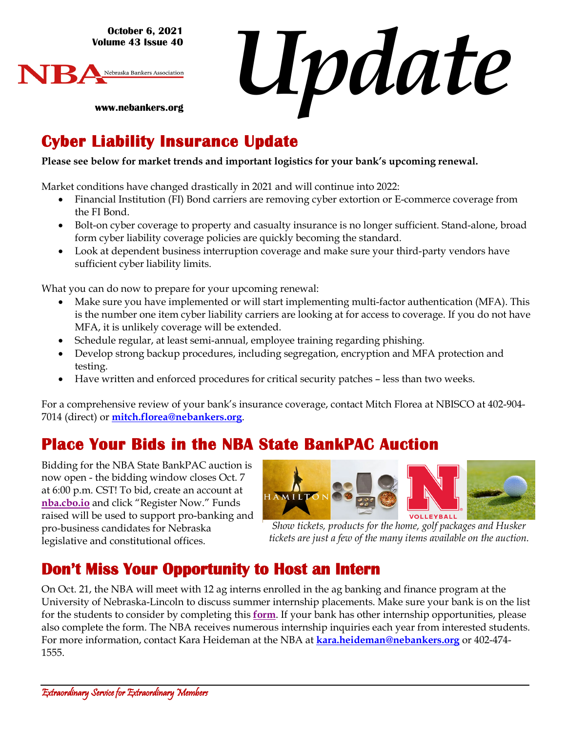October 6, 2021
Volume 43 Issue 40

NBA Nebraska Bankers Association

www.nebankers.org

# Update

## Cyber Liability Insurance Update

**Please see below for market trends and important logistics for your bank's upcoming renewal.**

Market conditions have changed drastically in 2021 and will continue into 2022:

- Financial Institution (FI) Bond carriers are removing cyber extortion or E-commerce coverage from the FI Bond.
- Bolt-on cyber coverage to property and casualty insurance is no longer sufficient. Stand-alone, broad form cyber liability coverage policies are quickly becoming the standard.
- Look at dependent business interruption coverage and make sure your third-party vendors have sufficient cyber liability limits.

What you can do now to prepare for your upcoming renewal:

- Make sure you have implemented or will start implementing multi-factor authentication (MFA). This is the number one item cyber liability carriers are looking at for access to coverage. If you do not have MFA, it is unlikely coverage will be extended.
- Schedule regular, at least semi-annual, employee training regarding phishing.
- Develop strong backup procedures, including segregation, encryption and MFA protection and testing.
- Have written and enforced procedures for critical security patches – less than two weeks.

For a comprehensive review of your bank's insurance coverage, contact Mitch Florea at NBISCO at 402-904-7014 (direct) or **mitch.florea@nebankers.org**.

## Place Your Bids in the NBA State BankPAC Auction

Bidding for the NBA State BankPAC auction is now open - the bidding window closes Oct. 7 at 6:00 p.m. CST! To bid, create an account at **nba.cbo.io** and click "Register Now." Funds raised will be used to support pro-banking and pro-business candidates for Nebraska legislative and constitutional offices.

*Show tickets, products for the home, golf packages and Husker tickets are just a few of the many items available on the auction.*

## Don't Miss Your Opportunity to Host an Intern

On Oct. 21, the NBA will meet with 12 ag interns enrolled in the ag banking and finance program at the University of Nebraska-Lincoln to discuss summer internship placements. Make sure your bank is on the list for the students to consider by completing this **form**. If your bank has other internship opportunities, please also complete the form. The NBA receives numerous internship inquiries each year from interested students. For more information, contact Kara Heideman at the NBA at **kara.heideman@nebankers.org** or 402-474-1555.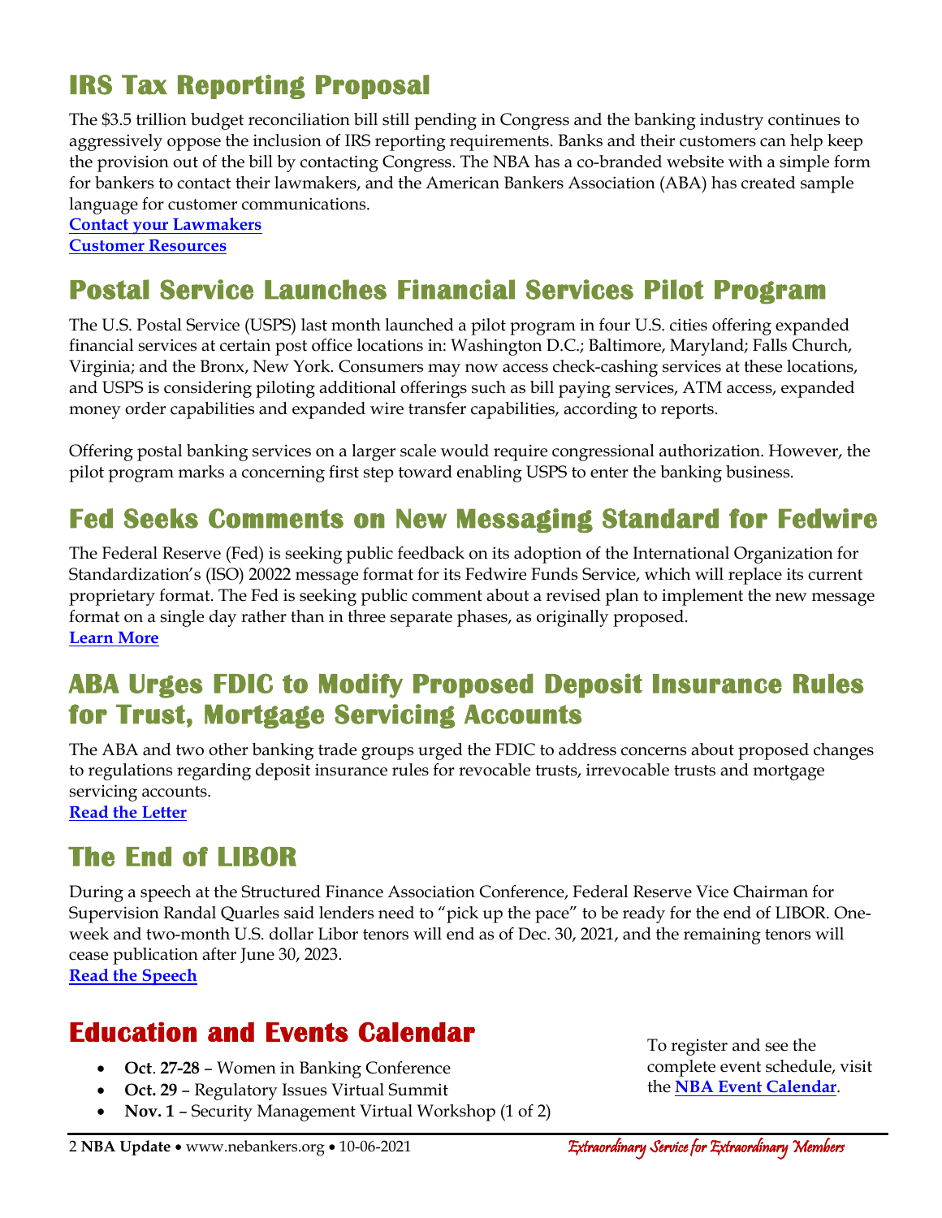## IRS Tax Reporting Proposal

The $3.5 trillion budget reconciliation bill still pending in Congress and the banking industry continues to aggressively oppose the inclusion of IRS reporting requirements. Banks and their customers can help keep the provision out of the bill by contacting Congress. The NBA has a co-branded website with a simple form for bankers to contact their lawmakers, and the American Bankers Association (ABA) has created sample language for customer communications.

**Contact your Lawmakers**
**Customer Resources**

## Postal Service Launches Financial Services Pilot Program

The U.S. Postal Service (USPS) last month launched a pilot program in four U.S. cities offering expanded financial services at certain post office locations in: Washington D.C.; Baltimore, Maryland; Falls Church, Virginia; and the Bronx, New York. Consumers may now access check-cashing services at these locations, and USPS is considering piloting additional offerings such as bill paying services, ATM access, expanded money order capabilities and expanded wire transfer capabilities, according to reports.

Offering postal banking services on a larger scale would require congressional authorization. However, the pilot program marks a concerning first step toward enabling USPS to enter the banking business.

## Fed Seeks Comments on New Messaging Standard for Fedwire

The Federal Reserve (Fed) is seeking public feedback on its adoption of the International Organization for Standardization's (ISO) 20022 message format for its Fedwire Funds Service, which will replace its current proprietary format. The Fed is seeking public comment about a revised plan to implement the new message format on a single day rather than in three separate phases, as originally proposed.

**Learn More**

## ABA Urges FDIC to Modify Proposed Deposit Insurance Rules for Trust, Mortgage Servicing Accounts

The ABA and two other banking trade groups urged the FDIC to address concerns about proposed changes to regulations regarding deposit insurance rules for revocable trusts, irrevocable trusts and mortgage servicing accounts.

**Read the Letter**

## The End of LIBOR

During a speech at the Structured Finance Association Conference, Federal Reserve Vice Chairman for Supervision Randal Quarles said lenders need to "pick up the pace" to be ready for the end of LIBOR. One-week and two-month U.S. dollar Libor tenors will end as of Dec. 30, 2021, and the remaining tenors will cease publication after June 30, 2023.

**Read the Speech**

## Education and Events Calendar

- **Oct**. **27-28** – Women in Banking Conference
- **Oct. 29** – Regulatory Issues Virtual Summit
- **Nov. 1** – Security Management Virtual Workshop (1 of 2)

To register and see the complete event schedule, visit the **NBA Event Calendar**.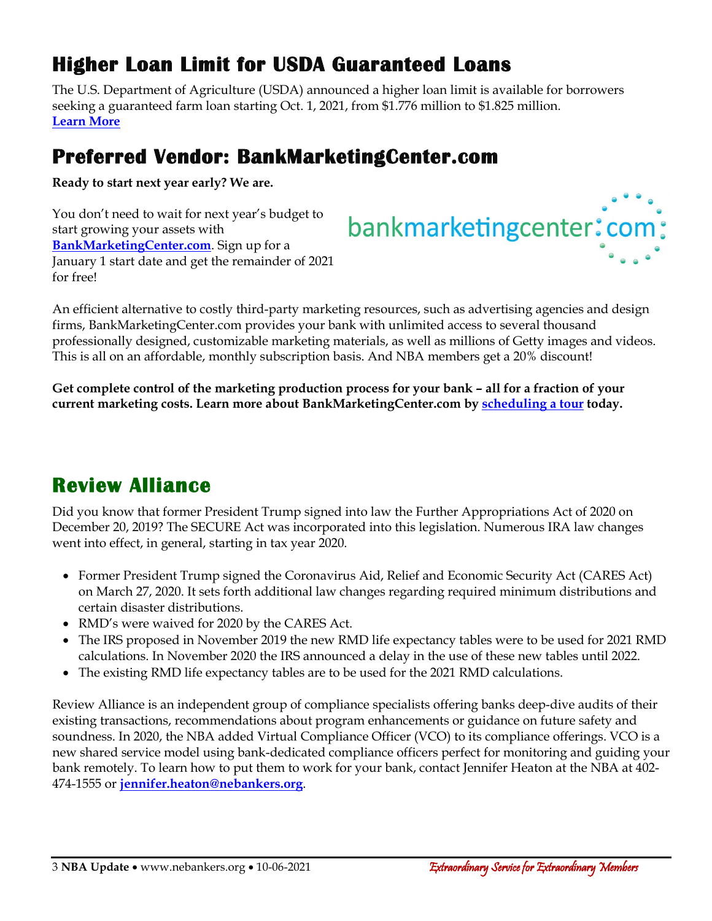## Higher Loan Limit for USDA Guaranteed Loans

The U.S. Department of Agriculture (USDA) announced a higher loan limit is available for borrowers seeking a guaranteed farm loan starting Oct. 1, 2021, from $1.776 million to $1.825 million.
**Learn More**

## Preferred Vendor: BankMarketingCenter.com

**Ready to start next year early? We are.**

You don't need to wait for next year's budget to start growing your assets with **BankMarketingCenter.com**. Sign up for a January 1 start date and get the remainder of 2021 for free!

An efficient alternative to costly third-party marketing resources, such as advertising agencies and design firms, BankMarketingCenter.com provides your bank with unlimited access to several thousand professionally designed, customizable marketing materials, as well as millions of Getty images and videos. This is all on an affordable, monthly subscription basis. And NBA members get a 20% discount!

**Get complete control of the marketing production process for your bank – all for a fraction of your current marketing costs. Learn more about BankMarketingCenter.com by scheduling a tour today.**

## Review Alliance

Did you know that former President Trump signed into law the Further Appropriations Act of 2020 on December 20, 2019? The SECURE Act was incorporated into this legislation. Numerous IRA law changes went into effect, in general, starting in tax year 2020.

- Former President Trump signed the Coronavirus Aid, Relief and Economic Security Act (CARES Act) on March 27, 2020. It sets forth additional law changes regarding required minimum distributions and certain disaster distributions.
- RMD's were waived for 2020 by the CARES Act.
- The IRS proposed in November 2019 the new RMD life expectancy tables were to be used for 2021 RMD calculations. In November 2020 the IRS announced a delay in the use of these new tables until 2022.
- The existing RMD life expectancy tables are to be used for the 2021 RMD calculations.

Review Alliance is an independent group of compliance specialists offering banks deep-dive audits of their existing transactions, recommendations about program enhancements or guidance on future safety and soundness. In 2020, the NBA added Virtual Compliance Officer (VCO) to its compliance offerings. VCO is a new shared service model using bank-dedicated compliance officers perfect for monitoring and guiding your bank remotely. To learn how to put them to work for your bank, contact Jennifer Heaton at the NBA at 402-474-1555 or **jennifer.heaton@nebankers.org**.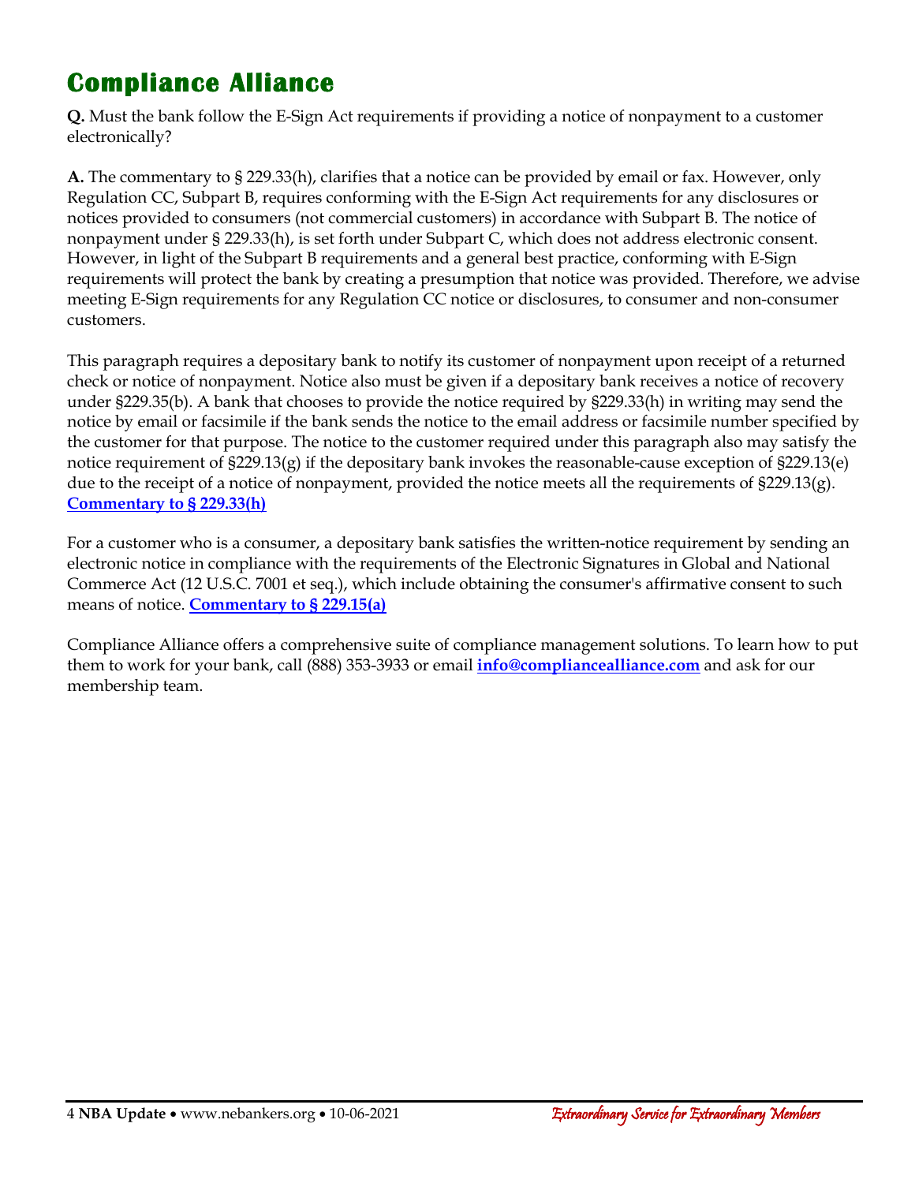# Compliance Alliance

**Q.** Must the bank follow the E-Sign Act requirements if providing a notice of nonpayment to a customer electronically?

**A.** The commentary to § 229.33(h), clarifies that a notice can be provided by email or fax. However, only Regulation CC, Subpart B, requires conforming with the E-Sign Act requirements for any disclosures or notices provided to consumers (not commercial customers) in accordance with Subpart B. The notice of nonpayment under § 229.33(h), is set forth under Subpart C, which does not address electronic consent. However, in light of the Subpart B requirements and a general best practice, conforming with E-Sign requirements will protect the bank by creating a presumption that notice was provided. Therefore, we advise meeting E-Sign requirements for any Regulation CC notice or disclosures, to consumer and non-consumer customers.

This paragraph requires a depositary bank to notify its customer of nonpayment upon receipt of a returned check or notice of nonpayment. Notice also must be given if a depositary bank receives a notice of recovery under §229.35(b). A bank that chooses to provide the notice required by §229.33(h) in writing may send the notice by email or facsimile if the bank sends the notice to the email address or facsimile number specified by the customer for that purpose. The notice to the customer required under this paragraph also may satisfy the notice requirement of §229.13(g) if the depositary bank invokes the reasonable-cause exception of §229.13(e) due to the receipt of a notice of nonpayment, provided the notice meets all the requirements of §229.13(g). **Commentary to § 229.33(h)**

For a customer who is a consumer, a depositary bank satisfies the written-notice requirement by sending an electronic notice in compliance with the requirements of the Electronic Signatures in Global and National Commerce Act (12 U.S.C. 7001 et seq.), which include obtaining the consumer's affirmative consent to such means of notice. **Commentary to § 229.15(a)**

Compliance Alliance offers a comprehensive suite of compliance management solutions. To learn how to put them to work for your bank, call (888) 353-3933 or email **info@compliancealliance.com** and ask for our membership team.